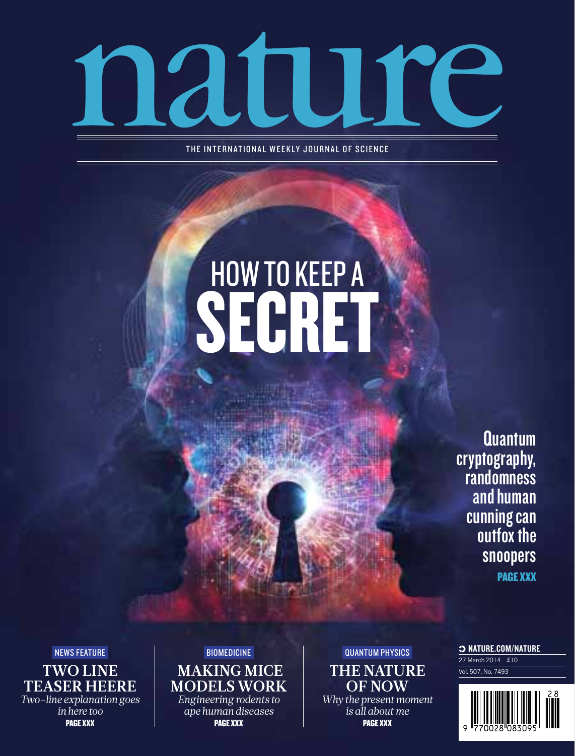# nature

THE INTERNATIONAL WEEKLY JOURNAL OF SCIENCE

## HOW TO KEEP A SECRET

**Quantum cryptography, randomness and human cunning can outfox the snoopers**

PAGE XXX

NEWS FEATURE

### TWO LINE TEASER HEERE

*Two-line explanation goes in here too*

PAGE XXX

BIOMEDICINE

### MAKING MICE MODELS WORK

*Engineering rodents to ape human diseases*

PAGE XXX

QUANTUM PHYSICS

### THE NATURE OF NOW

*Why the present moment is all about me*

PAGE XXX

NATURE.COM/NATURE

27 March 2014 £10

Vol. 507, No. 7493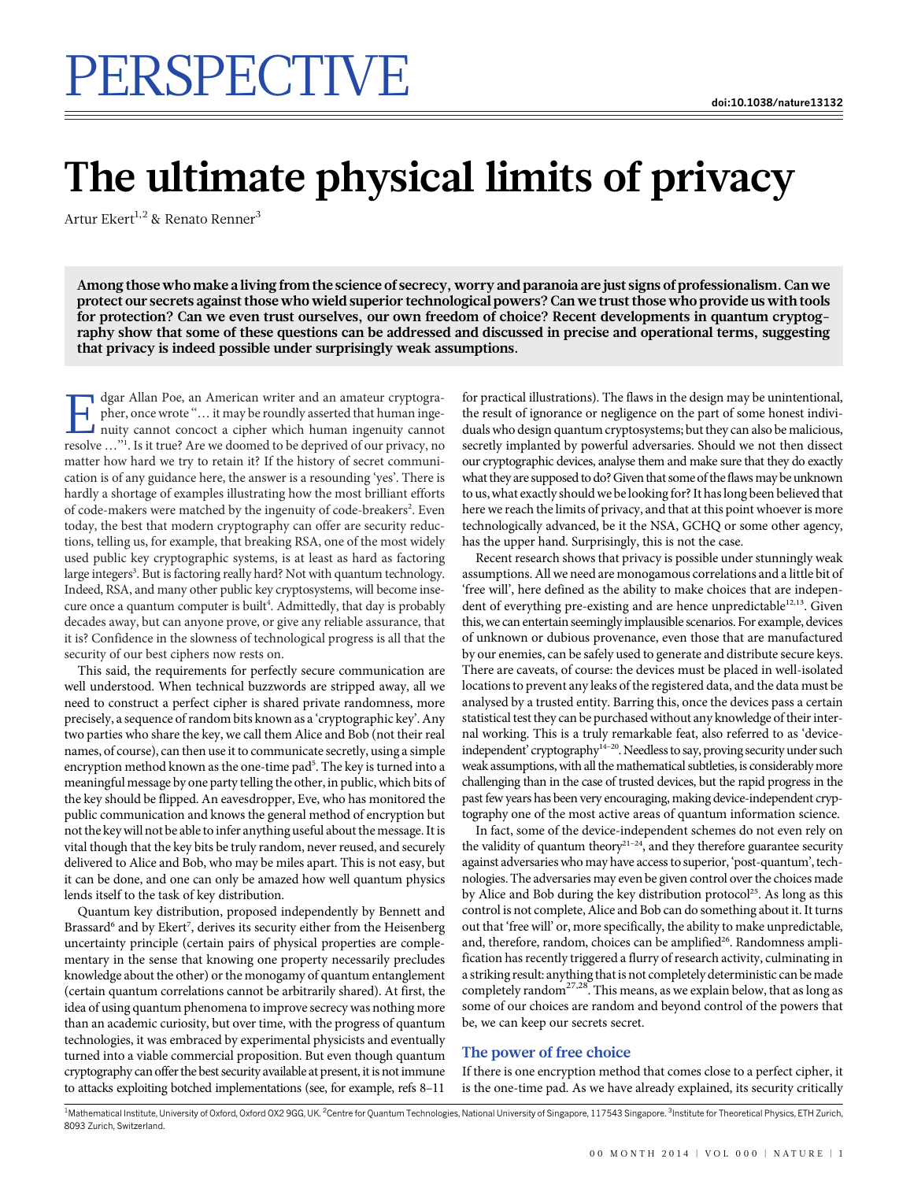# PERSPECTIVE

# The ultimate physical limits of privacy

Artur Ekert[1,2] & Renato Renner[3]

**Among those who make a living from the science of secrecy, worry and paranoia are just signs of professionalism. Can we protect our secrets against those who wield superior technological powers? Can we trust those who provide us with tools for protection? Can we even trust ourselves, our own freedom of choice? Recent developments in quantum cryptography show that some of these questions can be addressed and discussed in precise and operational terms, suggesting that privacy is indeed possible under surprisingly weak assumptions.**

Edgar Allan Poe, an American writer and an amateur cryptographer, once wrote "… it may be roundly asserted that human ingenuity cannot concoct a cipher which human ingenuity cannot resolve …"[1]. Is it true? Are we doomed to be deprived of our privacy, no matter how hard we try to retain it? If the history of secret communication is of any guidance here, the answer is a resounding 'yes'. There is hardly a shortage of examples illustrating how the most brilliant efforts of code-makers were matched by the ingenuity of code-breakers[2]. Even today, the best that modern cryptography can offer are security reductions, telling us, for example, that breaking RSA, one of the most widely used public key cryptographic systems, is at least as hard as factoring large integers[3]. But is factoring really hard? Not with quantum technology. Indeed, RSA, and many other public key cryptosystems, will become insecure once a quantum computer is built[4]. Admittedly, that day is probably decades away, but can anyone prove, or give any reliable assurance, that it is? Confidence in the slowness of technological progress is all that the security of our best ciphers now rests on.

This said, the requirements for perfectly secure communication are well understood. When technical buzzwords are stripped away, all we need to construct a perfect cipher is shared private randomness, more precisely, a sequence of random bits known as a 'cryptographic key'. Any two parties who share the key, we call them Alice and Bob (not their real names, of course), can then use it to communicate secretly, using a simple encryption method known as the one-time pad[5]. The key is turned into a meaningful message by one party telling the other, in public, which bits of the key should be flipped. An eavesdropper, Eve, who has monitored the public communication and knows the general method of encryption but not the key will not be able to infer anything useful about the message. It is vital though that the key bits be truly random, never reused, and securely delivered to Alice and Bob, who may be miles apart. This is not easy, but it can be done, and one can only be amazed how well quantum physics lends itself to the task of key distribution.

Quantum key distribution, proposed independently by Bennett and Brassard[6] and by Ekert[7], derives its security either from the Heisenberg uncertainty principle (certain pairs of physical properties are complementary in the sense that knowing one property necessarily precludes knowledge about the other) or the monogamy of quantum entanglement (certain quantum correlations cannot be arbitrarily shared). At first, the idea of using quantum phenomena to improve secrecy was nothing more than an academic curiosity, but over time, with the progress of quantum technologies, it was embraced by experimental physicists and eventually turned into a viable commercial proposition. But even though quantum cryptography can offer the best security available at present, it is not immune to attacks exploiting botched implementations (see, for example, refs 8–11 for practical illustrations). The flaws in the design may be unintentional, the result of ignorance or negligence on the part of some honest individuals who design quantum cryptosystems; but they can also be malicious, secretly implanted by powerful adversaries. Should we not then dissect our cryptographic devices, analyse them and make sure that they do exactly what they are supposed to do? Given that some of the flaws may be unknown to us, what exactly should we be looking for? It has long been believed that here we reach the limits of privacy, and that at this point whoever is more technologically advanced, be it the NSA, GCHQ or some other agency, has the upper hand. Surprisingly, this is not the case.

Recent research shows that privacy is possible under stunningly weak assumptions. All we need are monogamous correlations and a little bit of 'free will', here defined as the ability to make choices that are independent of everything pre-existing and are hence unpredictable[12,13]. Given this, we can entertain seemingly implausible scenarios. For example, devices of unknown or dubious provenance, even those that are manufactured by our enemies, can be safely used to generate and distribute secure keys. There are caveats, of course: the devices must be placed in well-isolated locations to prevent any leaks of the registered data, and the data must be analysed by a trusted entity. Barring this, once the devices pass a certain statistical test they can be purchased without any knowledge of their internal working. This is a truly remarkable feat, also referred to as 'device-independent' cryptography[14–20]. Needless to say, proving security under such weak assumptions, with all the mathematical subtleties, is considerably more challenging than in the case of trusted devices, but the rapid progress in the past few years has been very encouraging, making device-independent cryptography one of the most active areas of quantum information science.

In fact, some of the device-independent schemes do not even rely on the validity of quantum theory[21–24], and they therefore guarantee security against adversaries who may have access to superior, 'post-quantum', technologies. The adversaries may even be given control over the choices made by Alice and Bob during the key distribution protocol[25]. As long as this control is not complete, Alice and Bob can do something about it. It turns out that 'free will' or, more specifically, the ability to make unpredictable, and, therefore, random, choices can be amplified[26]. Randomness amplification has recently triggered a flurry of research activity, culminating in a striking result: anything that is not completely deterministic can be made completely random[27,28]. This means, as we explain below, that as long as some of our choices are random and beyond control of the powers that be, we can keep our secrets secret.

## The power of free choice

If there is one encryption method that comes close to a perfect cipher, it is the one-time pad. As we have already explained, its security critically

[1]Mathematical Institute, University of Oxford, Oxford OX2 6GG, UK. [2]Centre for Quantum Technologies, National University of Singapore, 117543 Singapore. [3]Institute for Theoretical Physics, ETH Zurich, 8093 Zurich, Switzerland.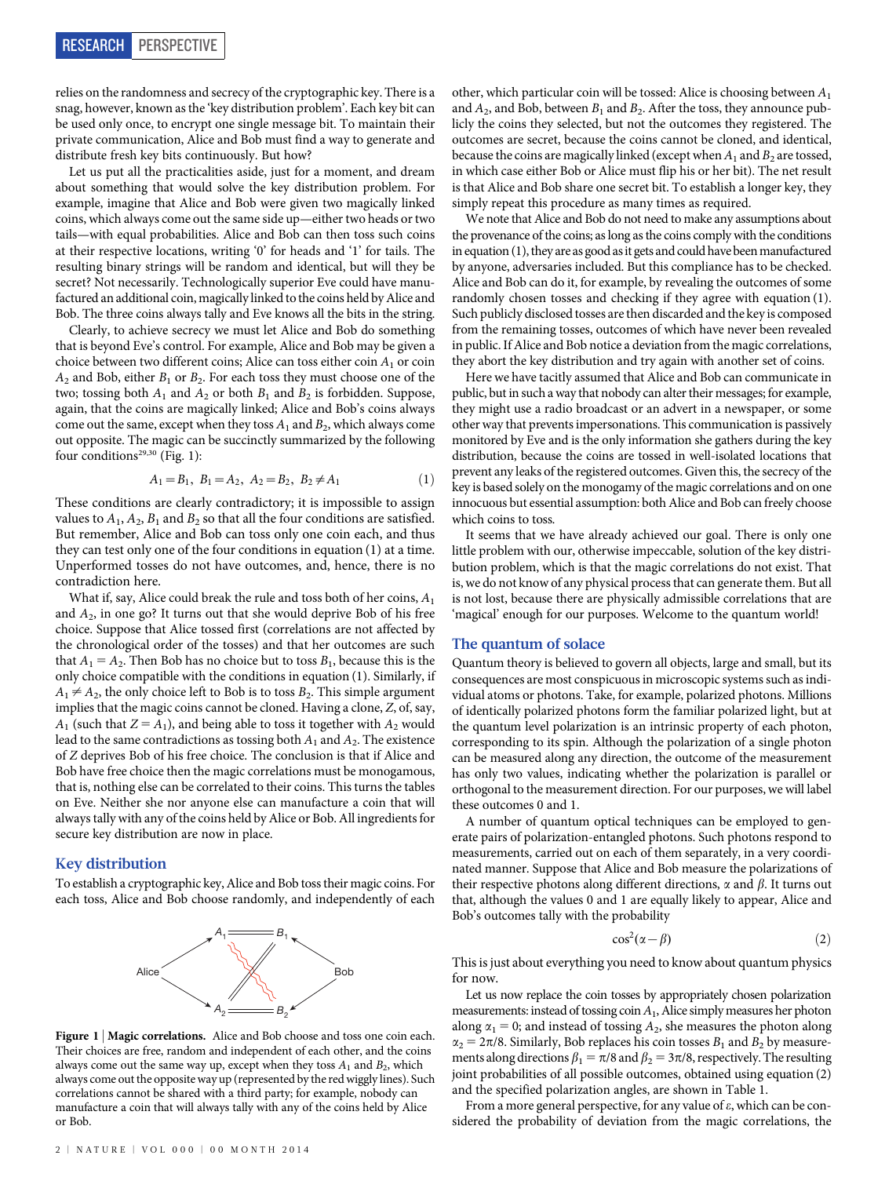relies on the randomness and secrecy of the cryptographic key. There is a snag, however, known as the 'key distribution problem'. Each key bit can be used only once, to encrypt one single message bit. To maintain their private communication, Alice and Bob must find a way to generate and distribute fresh key bits continuously. But how?

Let us put all the practicalities aside, just for a moment, and dream about something that would solve the key distribution problem. For example, imagine that Alice and Bob were given two magically linked coins, which always come out the same side up—either two heads or two tails—with equal probabilities. Alice and Bob can then toss such coins at their respective locations, writing '0' for heads and '1' for tails. The resulting binary strings will be random and identical, but will they be secret? Not necessarily. Technologically superior Eve could have manufactured an additional coin, magically linked to the coins held by Alice and Bob. The three coins always tally and Eve knows all the bits in the string.

Clearly, to achieve secrecy we must let Alice and Bob do something that is beyond Eve's control. For example, Alice and Bob may be given a choice between two different coins; Alice can toss either coin $A_1$ or coin $A_2$ and Bob, either $B_1$ or $B_2$. For each toss they must choose one of the two; tossing both $A_1$ and $A_2$ or both $B_1$ and $B_2$ is forbidden. Suppose, again, that the coins are magically linked; Alice and Bob's coins always come out the same, except when they toss $A_1$ and $B_2$, which always come out opposite. The magic can be succinctly summarized by the following four conditions[29,30] (Fig. 1):

$$A_1 = B_1,\ B_1 = A_2,\ A_2 = B_2,\ B_2 \neq A_1 \qquad (1)$$

These conditions are clearly contradictory; it is impossible to assign values to $A_1$, $A_2$, $B_1$ and $B_2$ so that all the four conditions are satisfied. But remember, Alice and Bob can toss only one coin each, and thus they can test only one of the four conditions in equation (1) at a time. Unperformed tosses do not have outcomes, and, hence, there is no contradiction here.

What if, say, Alice could break the rule and toss both of her coins, $A_1$ and $A_2$, in one go? It turns out that she would deprive Bob of his free choice. Suppose that Alice tossed first (correlations are not affected by the chronological order of the tosses) and that her outcomes are such that $A_1 = A_2$. Then Bob has no choice but to toss $B_1$, because this is the only choice compatible with the conditions in equation (1). Similarly, if $A_1 \neq A_2$, the only choice left to Bob is to toss $B_2$. This simple argument implies that the magic coins cannot be cloned. Having a clone, $Z$, of, say, $A_1$ (such that $Z = A_1$), and being able to toss it together with $A_2$ would lead to the same contradictions as tossing both $A_1$ and $A_2$. The existence of $Z$ deprives Bob of his free choice. The conclusion is that if Alice and Bob have free choice then the magic correlations must be monogamous, that is, nothing else can be correlated to their coins. This turns the tables on Eve. Neither she nor anyone else can manufacture a coin that will always tally with any of the coins held by Alice or Bob. All ingredients for secure key distribution are now in place.

## Key distribution

To establish a cryptographic key, Alice and Bob toss their magic coins. For each toss, Alice and Bob choose randomly, and independently of each other, which particular coin will be tossed: Alice is choosing between $A_1$ and $A_2$, and Bob, between $B_1$ and $B_2$. After the toss, they announce publicly the coins they selected, but not the outcomes they registered. The outcomes are secret, because the coins cannot be cloned, and identical, because the coins are magically linked (except when $A_1$ and $B_2$ are tossed, in which case either Bob or Alice must flip his or her bit). The net result is that Alice and Bob share one secret bit. To establish a longer key, they simply repeat this procedure as many times as required.

A1
B1
Alice
Bob
A2
B2

**Figure 1 | Magic correlations.** Alice and Bob choose and toss one coin each. Their choices are free, random and independent of each other, and the coins always come out the same way up, except when they toss $A_1$ and $B_2$, which always come out the opposite way up (represented by the red wiggly lines). Such correlations cannot be shared with a third party; for example, nobody can manufacture a coin that will always tally with any of the coins held by Alice or Bob.

We note that Alice and Bob do not need to make any assumptions about the provenance of the coins; as long as the coins comply with the conditions in equation (1), they are as good as it gets and could have been manufactured by anyone, adversaries included. But this compliance has to be checked. Alice and Bob can do it, for example, by revealing the outcomes of some randomly chosen tosses and checking if they agree with equation (1). Such publicly disclosed tosses are then discarded and the key is composed from the remaining tosses, outcomes of which have never been revealed in public. If Alice and Bob notice a deviation from the magic correlations, they abort the key distribution and try again with another set of coins.

Here we have tacitly assumed that Alice and Bob can communicate in public, but in such a way that nobody can alter their messages; for example, they might use a radio broadcast or an advert in a newspaper, or some other way that prevents impersonations. This communication is passively monitored by Eve and is the only information she gathers during the key distribution, because the coins are tossed in well-isolated locations that prevent any leaks of the registered outcomes. Given this, the secrecy of the key is based solely on the monogamy of the magic correlations and on one innocuous but essential assumption: both Alice and Bob can freely choose which coins to toss.

It seems that we have already achieved our goal. There is only one little problem with our, otherwise impeccable, solution of the key distribution problem, which is that the magic correlations do not exist. That is, we do not know of any physical process that can generate them. But all is not lost, because there are physically admissible correlations that are 'magical' enough for our purposes. Welcome to the quantum world!

## The quantum of solace

Quantum theory is believed to govern all objects, large and small, but its consequences are most conspicuous in microscopic systems such as individual atoms or photons. Take, for example, polarized photons. Millions of identically polarized photons form the familiar polarized light, but at the quantum level polarization is an intrinsic property of each photon, corresponding to its spin. Although the polarization of a single photon can be measured along any direction, the outcome of the measurement has only two values, indicating whether the polarization is parallel or orthogonal to the measurement direction. For our purposes, we will label these outcomes 0 and 1.

A number of quantum optical techniques can be employed to generate pairs of polarization-entangled photons. Such photons respond to measurements, carried out on each of them separately, in a very coordinated manner. Suppose that Alice and Bob measure the polarizations of their respective photons along different directions, $\alpha$ and $\beta$. It turns out that, although the values 0 and 1 are equally likely to appear, Alice and Bob's outcomes tally with the probability

$$\cos^2(\alpha - \beta) \qquad (2)$$

This is just about everything you need to know about quantum physics for now.

Let us now replace the coin tosses by appropriately chosen polarization measurements: instead of tossing coin $A_1$, Alice simply measures her photon along $\alpha_1 = 0$; and instead of tossing $A_2$, she measures the photon along $\alpha_2 = 2\pi/8$. Similarly, Bob replaces his coin tosses $B_1$ and $B_2$ by measurements along directions $\beta_1 = \pi/8$ and $\beta_2 = 3\pi/8$, respectively. The resulting joint probabilities of all possible outcomes, obtained using equation (2) and the specified polarization angles, are shown in Table 1.

From a more general perspective, for any value of $\varepsilon$, which can be considered the probability of deviation from the magic correlations, the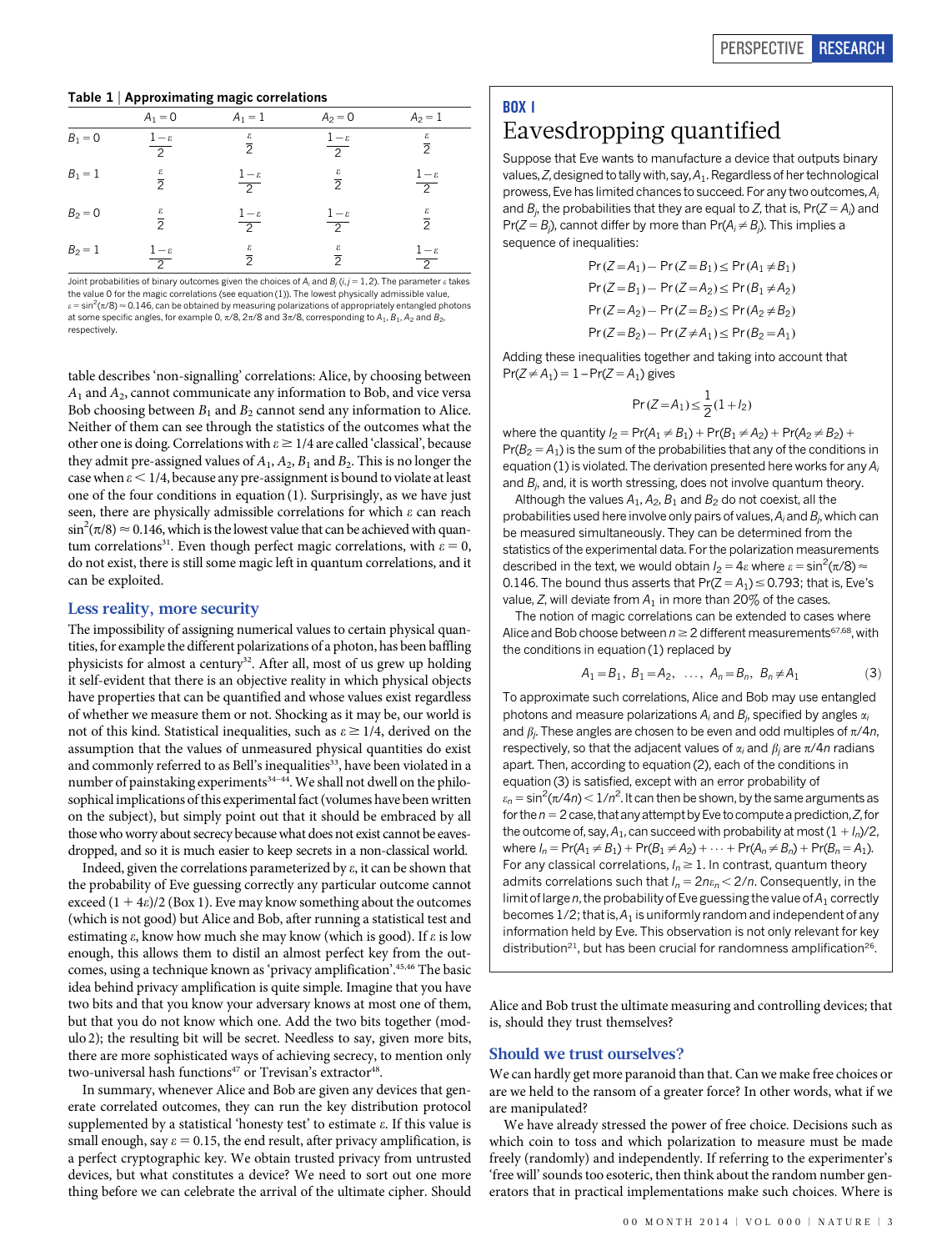**Table 1 | Approximating magic correlations**

| | $A_1=0$ | $A_1=1$ | $A_2=0$ | $A_2=1$ |
|---|---|---|---|---|
| $B_1=0$ | $\frac{1-\varepsilon}{2}$ | $\frac{\varepsilon}{2}$ | $\frac{1-\varepsilon}{2}$ | $\frac{\varepsilon}{2}$ |
| $B_1=1$ | $\frac{\varepsilon}{2}$ | $\frac{1-\varepsilon}{2}$ | $\frac{\varepsilon}{2}$ | $\frac{1-\varepsilon}{2}$ |
| $B_2=0$ | $\frac{\varepsilon}{2}$ | $\frac{1-\varepsilon}{2}$ | $\frac{1-\varepsilon}{2}$ | $\frac{\varepsilon}{2}$ |
| $B_2=1$ | $\frac{1-\varepsilon}{2}$ | $\frac{\varepsilon}{2}$ | $\frac{\varepsilon}{2}$ | $\frac{1-\varepsilon}{2}$ |

Joint probabilities of binary outcomes given the choices of $A_i$ and $B_j$ ($i, j = 1, 2$). The parameter $\varepsilon$ takes the value 0 for the magic correlations (see equation (1)). The lowest physically admissible value, $\varepsilon = \sin^2(\pi/8) \approx 0.146$, can be obtained by measuring polarizations of appropriately entangled photons at some specific angles, for example 0, $\pi/8$, $2\pi/8$ and $3\pi/8$, corresponding to $A_1$, $B_1$, $A_2$ and $B_2$, respectively.

table describes 'non-signalling' correlations: Alice, by choosing between $A_1$ and $A_2$, cannot communicate any information to Bob, and vice versa Bob choosing between $B_1$ and $B_2$ cannot send any information to Alice. Neither of them can see through the statistics of the outcomes what the other one is doing. Correlations with $\varepsilon \geq 1/4$ are called 'classical', because they admit pre-assigned values of $A_1$, $A_2$, $B_1$ and $B_2$. This is no longer the case when $\varepsilon < 1/4$, because any pre-assignment is bound to violate at least one of the four conditions in equation (1). Surprisingly, as we have just seen, there are physically admissible correlations for which $\varepsilon$ can reach $\sin^2(\pi/8) \approx 0.146$, which is the lowest value that can be achieved with quantum correlations[31]. Even though perfect magic correlations, with $\varepsilon = 0$, do not exist, there is still some magic left in quantum correlations, and it can be exploited.

## Less reality, more security

The impossibility of assigning numerical values to certain physical quantities, for example the different polarizations of a photon, has been baffling physicists for almost a century[32]. After all, most of us grew up holding it self-evident that there is an objective reality in which physical objects have properties that can be quantified and whose values exist regardless of whether we measure them or not. Shocking as it may be, our world is not of this kind. Statistical inequalities, such as $\varepsilon \geq 1/4$, derived on the assumption that the values of unmeasured physical quantities do exist and commonly referred to as Bell's inequalities[33], have been violated in a number of painstaking experiments[34–44]. We shall not dwell on the philosophical implications of this experimental fact (volumes have been written on the subject), but simply point out that it should be embraced by all those who worry about secrecy because what does not exist cannot be eavesdropped, and so it is much easier to keep secrets in a non-classical world.

Indeed, given the correlations parameterized by $\varepsilon$, it can be shown that the probability of Eve guessing correctly any particular outcome cannot exceed $(1 + 4\varepsilon)/2$ (Box 1). Eve may know something about the outcomes (which is not good) but Alice and Bob, after running a statistical test and estimating $\varepsilon$, know how much she may know (which is good). If $\varepsilon$ is low enough, this allows them to distil an almost perfect key from the outcomes, using a technique known as 'privacy amplification'.[45,46] The basic idea behind privacy amplification is quite simple. Imagine that you have two bits and that you know your adversary knows at most one of them, but that you do not know which one. Add the two bits together (modulo 2); the resulting bit will be secret. Needless to say, given more bits, there are more sophisticated ways of achieving secrecy, to mention only two-universal hash functions[47] or Trevisan's extractor[48].

In summary, whenever Alice and Bob are given any devices that generate correlated outcomes, they can run the key distribution protocol supplemented by a statistical 'honesty test' to estimate $\varepsilon$. If this value is small enough, say $\varepsilon = 0.15$, the end result, after privacy amplification, is a perfect cryptographic key. We obtain trusted privacy from untrusted devices, but what constitutes a device? We need to sort out one more thing before we can celebrate the arrival of the ultimate cipher. Should Alice and Bob trust the ultimate measuring and controlling devices; that is, should they trust themselves?

> **BOX 1**
>
> ## Eavesdropping quantified
>
> Suppose that Eve wants to manufacture a device that outputs binary values, $Z$, designed to tally with, say, $A_1$. Regardless of her technological prowess, Eve has limited chances to succeed. For any two outcomes, $A_i$ and $B_j$, the probabilities that they are equal to $Z$, that is, $\Pr(Z = A_i)$ and $\Pr(Z = B_j)$, cannot differ by more than $\Pr(A_i \neq B_j)$. This implies a sequence of inequalities:
>
> $$\Pr(Z=A_1) - \Pr(Z=B_1) \leq \Pr(A_1 \neq B_1)$$
> $$\Pr(Z=B_1) - \Pr(Z=A_2) \leq \Pr(B_1 \neq A_2)$$
> $$\Pr(Z=A_2) - \Pr(Z=B_2) \leq \Pr(A_2 \neq B_2)$$
> $$\Pr(Z=B_2) - \Pr(Z \neq A_1) \leq \Pr(B_2 = A_1)$$
>
> Adding these inequalities together and taking into account that $\Pr(Z \neq A_1) = 1 - \Pr(Z = A_1)$ gives
>
> $$\Pr(Z=A_1) \leq \frac{1}{2}(1 + I_2)$$
>
> where the quantity $I_2 = \Pr(A_1 \neq B_1) + \Pr(B_1 \neq A_2) + \Pr(A_2 \neq B_2) + \Pr(B_2 = A_1)$ is the sum of the probabilities that any of the conditions in equation (1) is violated. The derivation presented here works for any $A_i$ and $B_j$, and, it is worth stressing, does not involve quantum theory.
>
> Although the values $A_1$, $A_2$, $B_1$ and $B_2$ do not coexist, all the probabilities used here involve only pairs of values, $A_i$ and $B_j$, which can be measured simultaneously. They can be determined from the statistics of the experimental data. For the polarization measurements described in the text, we would obtain $I_2 = 4\varepsilon$ where $\varepsilon = \sin^2(\pi/8) \approx 0.146$. The bound thus asserts that $\Pr(Z = A_1) \leq 0.793$; that is, Eve's value, $Z$, will deviate from $A_1$ in more than 20% of the cases.
>
> The notion of magic correlations can be extended to cases where Alice and Bob choose between $n \geq 2$ different measurements[67,68], with the conditions in equation (1) replaced by
>
> $$A_1 = B_1,\ B_1 = A_2,\ \ldots,\ A_n = B_n,\ B_n \neq A_1 \tag{3}$$
>
> To approximate such correlations, Alice and Bob may use entangled photons and measure polarizations $A_i$ and $B_j$, specified by angles $\alpha_i$ and $\beta_j$. These angles are chosen to be even and odd multiples of $\pi/4n$, respectively, so that the adjacent values of $\alpha_i$ and $\beta_j$ are $\pi/4n$ radians apart. Then, according to equation (2), each of the conditions in equation (3) is satisfied, except with an error probability of $\varepsilon_n = \sin^2(\pi/4n) < 1/n^2$. It can then be shown, by the same arguments as for the $n = 2$ case, that any attempt by Eve to compute a prediction, $Z$, for the outcome of, say, $A_1$, can succeed with probability at most $(1 + I_n)/2$, where $I_n = \Pr(A_1 \neq B_1) + \Pr(B_1 \neq A_2) + \cdots + \Pr(A_n \neq B_n) + \Pr(B_n = A_1)$. For any classical correlations, $I_n \geq 1$. In contrast, quantum theory admits correlations such that $I_n = 2n\varepsilon_n < 2/n$. Consequently, in the limit of large $n$, the probability of Eve guessing the value of $A_1$ correctly becomes 1/2; that is, $A_1$ is uniformly random and independent of any information held by Eve. This observation is not only relevant for key distribution[21], but has been crucial for randomness amplification[26].

## Should we trust ourselves?

We can hardly get more paranoid than that. Can we make free choices or are we held to the ransom of a greater force? In other words, what if we are manipulated?

We have already stressed the power of free choice. Decisions such as which coin to toss and which polarization to measure must be made freely (randomly) and independently. If referring to the experimenter's 'free will' sounds too esoteric, then think about the random number generators that in practical implementations make such choices. Where is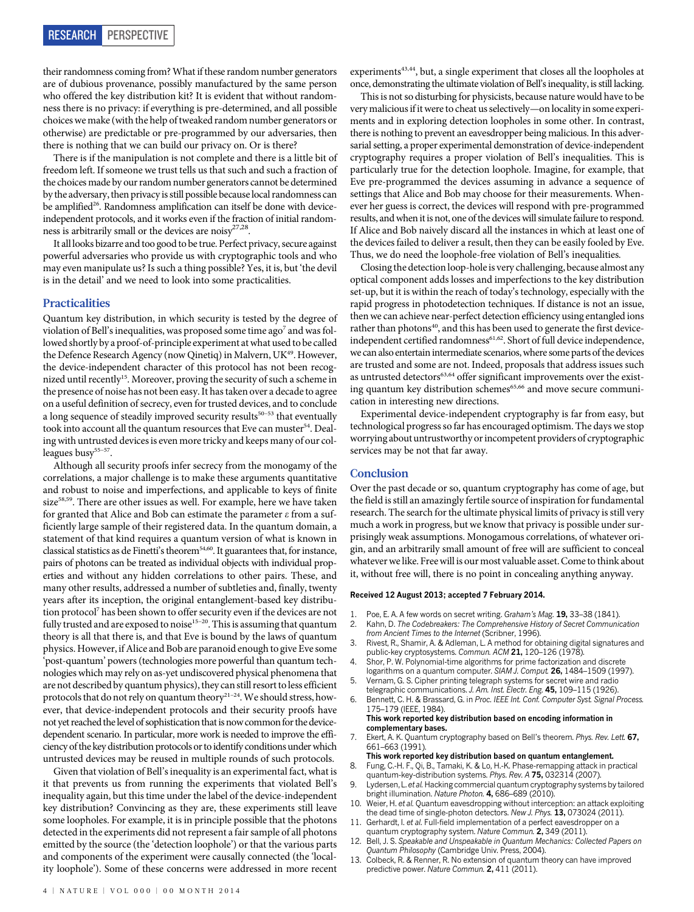their randomness coming from? What if these random number generators are of dubious provenance, possibly manufactured by the same person who offered the key distribution kit? It is evident that without randomness there is no privacy: if everything is pre-determined, and all possible choices we make (with the help of tweaked random number generators or otherwise) are predictable or pre-programmed by our adversaries, then there is nothing that we can build our privacy on. Or is there?

There is if the manipulation is not complete and there is a little bit of freedom left. If someone we trust tells us that such and such a fraction of the choices made by our random number generators cannot be determined by the adversary, then privacy is still possible because local randomness can be amplified[26]. Randomness amplification can itself be done with device-independent protocols, and it works even if the fraction of initial randomness is arbitrarily small or the devices are noisy[27,28].

It all looks bizarre and too good to be true. Perfect privacy, secure against powerful adversaries who provide us with cryptographic tools and who may even manipulate us? Is such a thing possible? Yes, it is, but 'the devil is in the detail' and we need to look into some practicalities.

## Practicalities

Quantum key distribution, in which security is tested by the degree of violation of Bell's inequalities, was proposed some time ago[7] and was followed shortly by a proof-of-principle experiment at what used to be called the Defence Research Agency (now Qinetiq) in Malvern, UK[49]. However, the device-independent character of this protocol has not been recognized until recently[15]. Moreover, proving the security of such a scheme in the presence of noise has not been easy. It has taken over a decade to agree on a useful definition of secrecy, even for trusted devices, and to conclude a long sequence of steadily improved security results[50–53] that eventually took into account all the quantum resources that Eve can muster[54]. Dealing with untrusted devices is even more tricky and keeps many of our colleagues busy[55–57].

Although all security proofs infer secrecy from the monogamy of the correlations, a major challenge is to make these arguments quantitative and robust to noise and imperfections, and applicable to keys of finite size[58,59]. There are other issues as well. For example, here we have taken for granted that Alice and Bob can estimate the parameter $\varepsilon$ from a sufficiently large sample of their registered data. In the quantum domain, a statement of that kind requires a quantum version of what is known in classical statistics as de Finetti's theorem[54,60]. It guarantees that, for instance, pairs of photons can be treated as individual objects with individual properties and without any hidden correlations to other pairs. These, and many other results, addressed a number of subtleties and, finally, twenty years after its inception, the original entanglement-based key distribution protocol[7] has been shown to offer security even if the devices are not fully trusted and are exposed to noise[15–20]. This is assuming that quantum theory is all that there is, and that Eve is bound by the laws of quantum physics. However, if Alice and Bob are paranoid enough to give Eve some 'post-quantum' powers (technologies more powerful than quantum technologies which may rely on as-yet undiscovered physical phenomena that are not described by quantum physics), they can still resort to less efficient protocols that do not rely on quantum theory[21–24]. We should stress, however, that device-independent protocols and their security proofs have not yet reached the level of sophistication that is now common for the device-dependent scenario. In particular, more work is needed to improve the efficiency of the key distribution protocols or to identify conditions under which untrusted devices may be reused in multiple rounds of such protocols.

Given that violation of Bell's inequality is an experimental fact, what is it that prevents us from running the experiments that violated Bell's inequality again, but this time under the label of the device-independent key distribution? Convincing as they are, these experiments still leave some loopholes. For example, it is in principle possible that the photons detected in the experiments did not represent a fair sample of all photons emitted by the source (the 'detection loophole') or that the various parts and components of the experiment were causally connected (the 'locality loophole'). Some of these concerns were addressed in more recent experiments[43,44], but, a single experiment that closes all the loopholes at once, demonstrating the ultimate violation of Bell's inequality, is still lacking.

This is not so disturbing for physicists, because nature would have to be very malicious if it were to cheat us selectively—on locality in some experiments and in exploring detection loopholes in some other. In contrast, there is nothing to prevent an eavesdropper being malicious. In this adversarial setting, a proper experimental demonstration of device-independent cryptography requires a proper violation of Bell's inequalities. This is particularly true for the detection loophole. Imagine, for example, that Eve pre-programmed the devices assuming in advance a sequence of settings that Alice and Bob may choose for their measurements. Whenever her guess is correct, the devices will respond with pre-programmed results, and when it is not, one of the devices will simulate failure to respond. If Alice and Bob naively discard all the instances in which at least one of the devices failed to deliver a result, then they can be easily fooled by Eve. Thus, we do need the loophole-free violation of Bell's inequalities.

Closing the detection loop-hole is very challenging, because almost any optical component adds losses and imperfections to the key distribution set-up, but it is within the reach of today's technology, especially with the rapid progress in photodetection techniques. If distance is not an issue, then we can achieve near-perfect detection efficiency using entangled ions rather than photons[40], and this has been used to generate the first device-independent certified randomness[61,62]. Short of full device independence, we can also entertain intermediate scenarios, where some parts of the devices are trusted and some are not. Indeed, proposals that address issues such as untrusted detectors[63,64] offer significant improvements over the existing quantum key distribution schemes[65,66] and move secure communication in interesting new directions.

Experimental device-independent cryptography is far from easy, but technological progress so far has encouraged optimism. The days we stop worrying about untrustworthy or incompetent providers of cryptographic services may be not that far away.

## Conclusion

Over the past decade or so, quantum cryptography has come of age, but the field is still an amazingly fertile source of inspiration for fundamental research. The search for the ultimate physical limits of privacy is still very much a work in progress, but we know that privacy is possible under surprisingly weak assumptions. Monogamous correlations, of whatever origin, and an arbitrarily small amount of free will are sufficient to conceal whatever we like. Free will is our most valuable asset. Come to think about it, without free will, there is no point in concealing anything anyway.

**Received 12 August 2013; accepted 7 February 2014.**

1. Poe, E. A. A few words on secret writing. *Graham's Mag.* **19,** 33–38 (1841).
2. Kahn, D. *The Codebreakers: The Comprehensive History of Secret Communication from Ancient Times to the Internet* (Scribner, 1996).
3. Rivest, R., Shamir, A. & Adleman, L. A method for obtaining digital signatures and public-key cryptosystems. *Commun. ACM* **21,** 120–126 (1978).
4. Shor, P. W. Polynomial-time algorithms for prime factorization and discrete logarithms on a quantum computer. *SIAM J. Comput.* **26,** 1484–1509 (1997).
5. Vernam, G. S. Cipher printing telegraph systems for secret wire and radio telegraphic communications. *J. Am. Inst. Electr. Eng.* **45,** 109–115 (1926).
6. Bennett, C. H. & Brassard, G. in *Proc. IEEE Int. Conf. Computer Syst. Signal Process.* 175–179 (IEEE, 1984).
   **This work reported key distribution based on encoding information in complementary bases.**
7. Ekert, A. K. Quantum cryptography based on Bell's theorem. *Phys. Rev. Lett.* **67,** 661–663 (1991).
   **This work reported key distribution based on quantum entanglement.**
8. Fung, C.-H. F., Qi, B., Tamaki, K. & Lo, H.-K. Phase-remapping attack in practical quantum-key-distribution systems. *Phys. Rev. A* **75,** 032314 (2007).
9. Lydersen, L. *et al.* Hacking commercial quantum cryptography systems by tailored bright illumination. *Nature Photon.* **4,** 686–689 (2010).
10. Weier, H. *et al.* Quantum eavesdropping without interception: an attack exploiting the dead time of single-photon detectors. *New J. Phys.* **13,** 073024 (2011).
11. Gerhardt, I. *et al.* Full-field implementation of a perfect eavesdropper on a quantum cryptography system. *Nature Commun.* **2,** 349 (2011).
12. Bell, J. S. *Speakable and Unspeakable in Quantum Mechanics: Collected Papers on Quantum Philosophy* (Cambridge Univ. Press, 2004).
13. Colbeck, R. & Renner, R. No extension of quantum theory can have improved predictive power. *Nature Commun.* **2,** 411 (2011).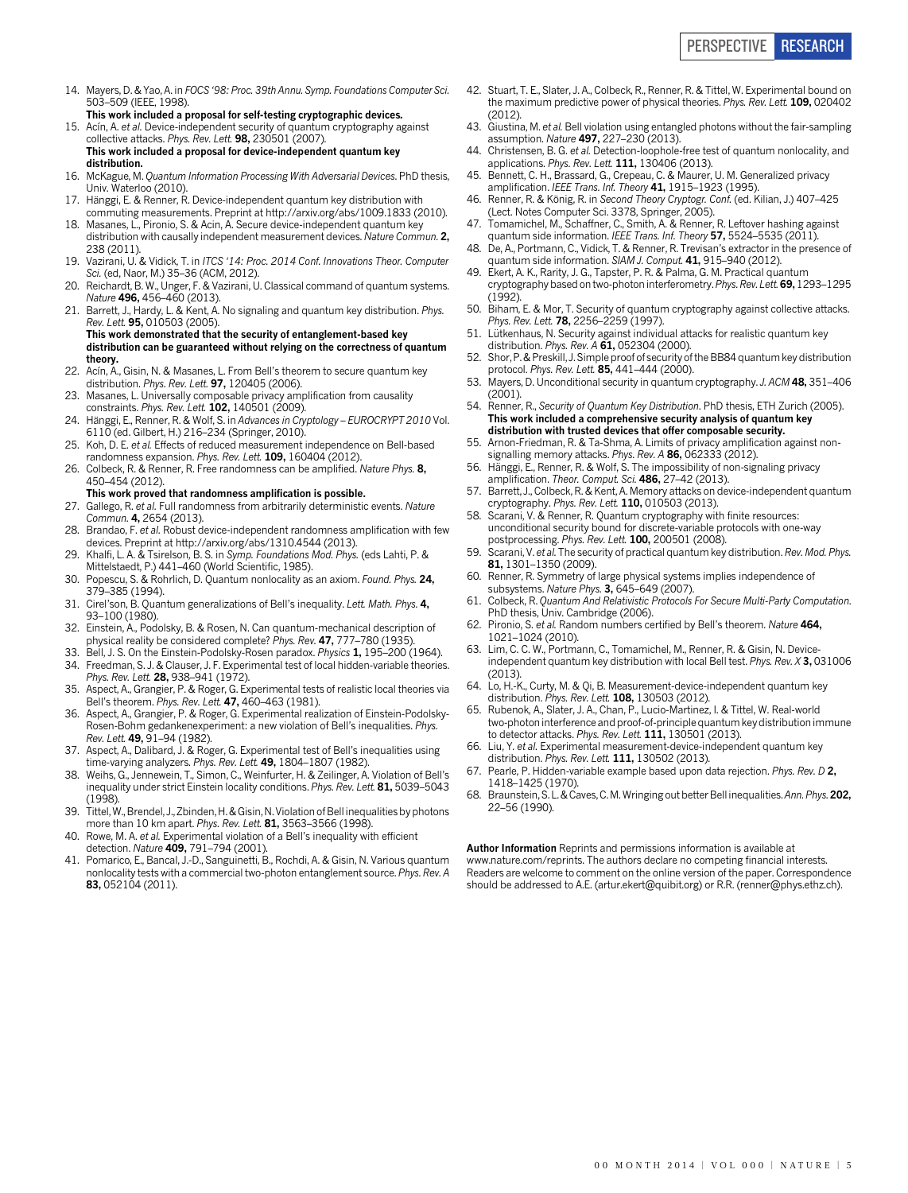14. Mayers, D. & Yao, A. in *FOCS '98: Proc. 39th Annu. Symp. Foundations Computer Sci.* 503–509 (IEEE, 1998).
   **This work included a proposal for self-testing cryptographic devices.**
15. Acín, A. *et al.* Device-independent security of quantum cryptography against collective attacks. *Phys. Rev. Lett.* **98,** 230501 (2007).
   **This work included a proposal for device-independent quantum key distribution.**
16. McKague, M. *Quantum Information Processing With Adversarial Devices*. PhD thesis, Univ. Waterloo (2010).
17. Hänggi, E. & Renner, R. Device-independent quantum key distribution with commuting measurements. Preprint at http://arxiv.org/abs/1009.1833 (2010).
18. Masanes, L., Pironio, S. & Acin, A. Secure device-independent quantum key distribution with causally independent measurement devices. *Nature Commun.* **2,** 238 (2011).
19. Vazirani, U. & Vidick, T. in *ITCS '14: Proc. 2014 Conf. Innovations Theor. Computer Sci.* (ed. Naor, M.) 35–36 (ACM, 2012).
20. Reichardt, B. W., Unger, F. & Vazirani, U. Classical command of quantum systems. *Nature* **496,** 456–460 (2013).
21. Barrett, J., Hardy, L. & Kent, A. No signaling and quantum key distribution. *Phys. Rev. Lett.* **95,** 010503 (2005).
   **This work demonstrated that the security of entanglement-based key distribution can be guaranteed without relying on the correctness of quantum theory.**
22. Acín, A., Gisin, N. & Masanes, L. From Bell's theorem to secure quantum key distribution. *Phys. Rev. Lett.* **97,** 120405 (2006).
23. Masanes, L. Universally composable privacy amplification from causality constraints. *Phys. Rev. Lett.* **102,** 140501 (2009).
24. Hänggi, E., Renner, R. & Wolf, S. in *Advances in Cryptology – EUROCRYPT 2010* Vol. 6110 (ed. Gilbert, H.) 216–234 (Springer, 2010).
25. Koh, D. E. *et al.* Effects of reduced measurement independence on Bell-based randomness expansion. *Phys. Rev. Lett.* **109,** 160404 (2012).
26. Colbeck, R. & Renner, R. Free randomness can be amplified. *Nature Phys.* **8,** 450–454 (2012).
   **This work proved that randomness amplification is possible.**
27. Gallego, R. *et al.* Full randomness from arbitrarily deterministic events. *Nature Commun.* **4,** 2654 (2013).
28. Brandao, F. *et al.* Robust device-independent randomness amplification with few devices. Preprint at http://arxiv.org/abs/1310.4544 (2013).
29. Khalfi, L. A. & Tsirelson, B. S. in *Symp. Foundations Mod. Phys.* (eds Lahti, P. & Mittelstaedt, P.) 441–460 (World Scientific, 1985).
30. Popescu, S. & Rohrlich, D. Quantum nonlocality as an axiom. *Found. Phys.* **24,** 379–385 (1994).
31. Cirel'son, B. Quantum generalizations of Bell's inequality. *Lett. Math. Phys.* **4,** 93–100 (1980).
32. Einstein, A., Podolsky, B. & Rosen, N. Can quantum-mechanical description of physical reality be considered complete? *Phys. Rev.* **47,** 777–780 (1935).
33. Bell, J. S. On the Einstein-Podolsky-Rosen paradox. *Physics* **1,** 195–200 (1964).
34. Freedman, S. J. & Clauser, J. F. Experimental test of local hidden-variable theories. *Phys. Rev. Lett.* **28,** 938–941 (1972).
35. Aspect, A., Grangier, P. & Roger, G. Experimental tests of realistic local theories via Bell's theorem. *Phys. Rev. Lett.* **47,** 460–463 (1981).
36. Aspect, A., Grangier, P. & Roger, G. Experimental realization of Einstein-Podolsky-Rosen-Bohm gedankenexperiment: a new violation of Bell's inequalities. *Phys. Rev. Lett.* **49,** 91–94 (1982).
37. Aspect, A., Dalibard, J. & Roger, G. Experimental test of Bell's inequalities using time-varying analyzers. *Phys. Rev. Lett.* **49,** 1804–1807 (1982).
38. Weihs, G., Jennewein, T., Simon, C., Weinfurter, H. & Zeilinger, A. Violation of Bell's inequality under strict Einstein locality conditions. *Phys. Rev. Lett.* **81,** 5039–5043 (1998).
39. Tittel, W., Brendel, J., Zbinden, H. & Gisin, N. Violation of Bell inequalities by photons more than 10 km apart. *Phys. Rev. Lett.* **81,** 3563–3566 (1998).
40. Rowe, M. A. *et al.* Experimental violation of a Bell's inequality with efficient detection. *Nature* **409,** 791–794 (2001).
41. Pomarico, E., Bancal, J.-D., Sanguinetti, B., Rochdi, A. & Gisin, N. Various quantum nonlocality tests with a commercial two-photon entanglement source. *Phys. Rev. A* **83,** 052104 (2011).
42. Stuart, T. E., Slater, J. A., Colbeck, R., Renner, R. & Tittel, W. Experimental bound on the maximum predictive power of physical theories. *Phys. Rev. Lett.* **109,** 020402 (2012).
43. Giustina, M. *et al.* Bell violation using entangled photons without the fair-sampling assumption. *Nature* **497,** 227–230 (2013).
44. Christensen, B. G. *et al.* Detection-loophole-free test of quantum nonlocality, and applications. *Phys. Rev. Lett.* **111,** 130406 (2013).
45. Bennett, C. H., Brassard, G., Crepeau, C. & Maurer, U. M. Generalized privacy amplification. *IEEE Trans. Inf. Theory* **41,** 1915–1923 (1995).
46. Renner, R. & König, R. in *Second Theory Cryptogr. Conf.* (ed. Kilian, J.) 407–425 (Lect. Notes Computer Sci. 3378, Springer, 2005).
47. Tomamichel, M., Schaffner, C., Smith, A. & Renner, R. Leftover hashing against quantum side information. *IEEE Trans. Inf. Theory* **57,** 5524–5535 (2011).
48. De, A., Portmann, C., Vidick, T. & Renner, R. Trevisan's extractor in the presence of quantum side information. *SIAM J. Comput.* **41,** 915–940 (2012).
49. Ekert, A. K., Rarity, J. G., Tapster, P. R. & Palma, G. M. Practical quantum cryptography based on two-photon interferometry. *Phys. Rev. Lett.* **69,** 1293–1295 (1992).
50. Biham, E. & Mor, T. Security of quantum cryptography against collective attacks. *Phys. Rev. Lett.* **78,** 2256–2259 (1997).
51. Lütkenhaus, N. Security against individual attacks for realistic quantum key distribution. *Phys. Rev. A* **61,** 052304 (2000).
52. Shor, P. & Preskill, J. Simple proof of security of the BB84 quantum key distribution protocol. *Phys. Rev. Lett.* **85,** 441–444 (2000).
53. Mayers, D. Unconditional security in quantum cryptography. *J. ACM* **48,** 351–406 (2001).
54. Renner, R., *Security of Quantum Key Distribution*. PhD thesis, ETH Zurich (2005).
   **This work included a comprehensive security analysis of quantum key distribution with trusted devices that offer composable security.**
55. Arnon-Friedman, R. & Ta-Shma, A. Limits of privacy amplification against non-signalling memory attacks. *Phys. Rev. A* **86,** 062333 (2012).
56. Hänggi, E., Renner, R. & Wolf, S. The impossibility of non-signaling privacy amplification. *Theor. Comput. Sci.* **486,** 27–42 (2013).
57. Barrett, J., Colbeck, R. & Kent, A. Memory attacks on device-independent quantum cryptography. *Phys. Rev. Lett.* **110,** 010503 (2013).
58. Scarani, V. & Renner, R. Quantum cryptography with finite resources: unconditional security bound for discrete-variable protocols with one-way postprocessing. *Phys. Rev. Lett.* **100,** 200501 (2008).
59. Scarani, V. *et al.* The security of practical quantum key distribution. *Rev. Mod. Phys.* **81,** 1301–1350 (2009).
60. Renner, R. Symmetry of large physical systems implies independence of subsystems. *Nature Phys.* **3,** 645–649 (2007).
61. Colbeck, R. *Quantum And Relativistic Protocols For Secure Multi-Party Computation*. PhD thesis, Univ. Cambridge (2006).
62. Pironio, S. *et al.* Random numbers certified by Bell's theorem. *Nature* **464,** 1021–1024 (2010).
63. Lim, C. C. W., Portmann, C., Tomamichel, M., Renner, R. & Gisin, N. Device-independent quantum key distribution with local Bell test. *Phys. Rev. X* **3,** 031006 (2013).
64. Lo, H.-K., Curty, M. & Qi, B. Measurement-device-independent quantum key distribution. *Phys. Rev. Lett.* **108,** 130503 (2012).
65. Rubenok, A., Slater, J. A., Chan, P., Lucio-Martinez, I. & Tittel, W. Real-world two-photon interference and proof-of-principle quantum key distribution immune to detector attacks. *Phys. Rev. Lett.* **111,** 130501 (2013).
66. Liu, Y. *et al.* Experimental measurement-device-independent quantum key distribution. *Phys. Rev. Lett.* **111,** 130502 (2013).
67. Pearle, P. Hidden-variable example based upon data rejection. *Phys. Rev. D* **2,** 1418–1425 (1970).
68. Braunstein, S. L. & Caves, C. M. Wringing out better Bell inequalities. *Ann. Phys.* **202,** 22–56 (1990).

**Author Information** Reprints and permissions information is available at www.nature.com/reprints. The authors declare no competing financial interests. Readers are welcome to comment on the online version of the paper. Correspondence should be addressed to A.E. (artur.ekert@quibit.org) or R.R. (renner@phys.ethz.ch).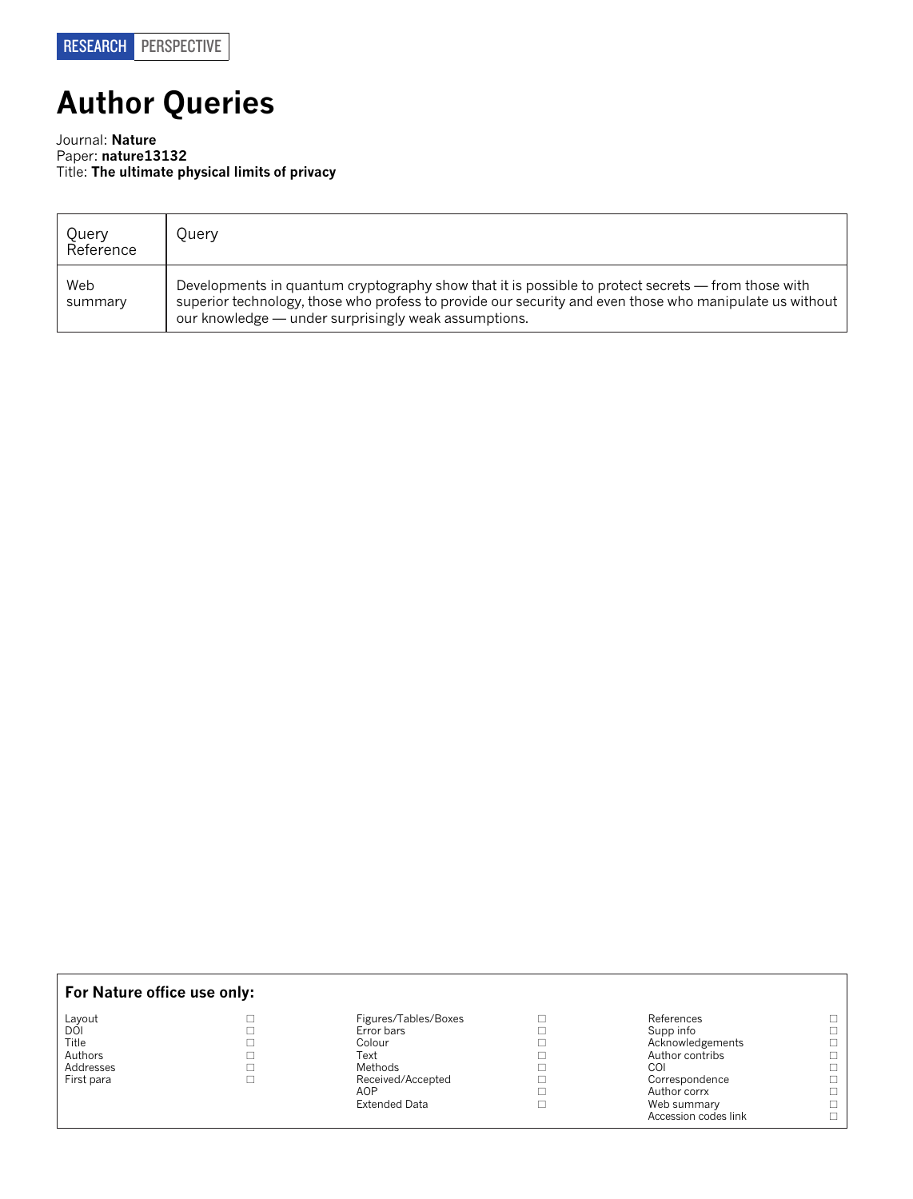RESEARCH PERSPECTIVE

# Author Queries

Journal: **Nature**
Paper: **nature13132**
Title: **The ultimate physical limits of privacy**

| Query Reference | Query |
|---|---|
| Web summary | Developments in quantum cryptography show that it is possible to protect secrets — from those with superior technology, those who profess to provide our security and even those who manipulate us without our knowledge — under surprisingly weak assumptions. |

**For Nature office use only:**

| | | | | | |
|---|---|---|---|---|---|
| Layout | ☐ | Figures/Tables/Boxes | ☐ | References | ☐ |
| DOI | ☐ | Error bars | ☐ | Supp info | ☐ |
| Title | ☐ | Colour | ☐ | Acknowledgements | ☐ |
| Authors | ☐ | Text | ☐ | Author contribs | ☐ |
| Addresses | ☐ | Methods | ☐ | COI | ☐ |
| First para | ☐ | Received/Accepted | ☐ | Correspondence | ☐ |
| | | AOP | ☐ | Author corrx | ☐ |
| | | Extended Data | ☐ | Web summary | ☐ |
| | | | | Accession codes link | ☐ |